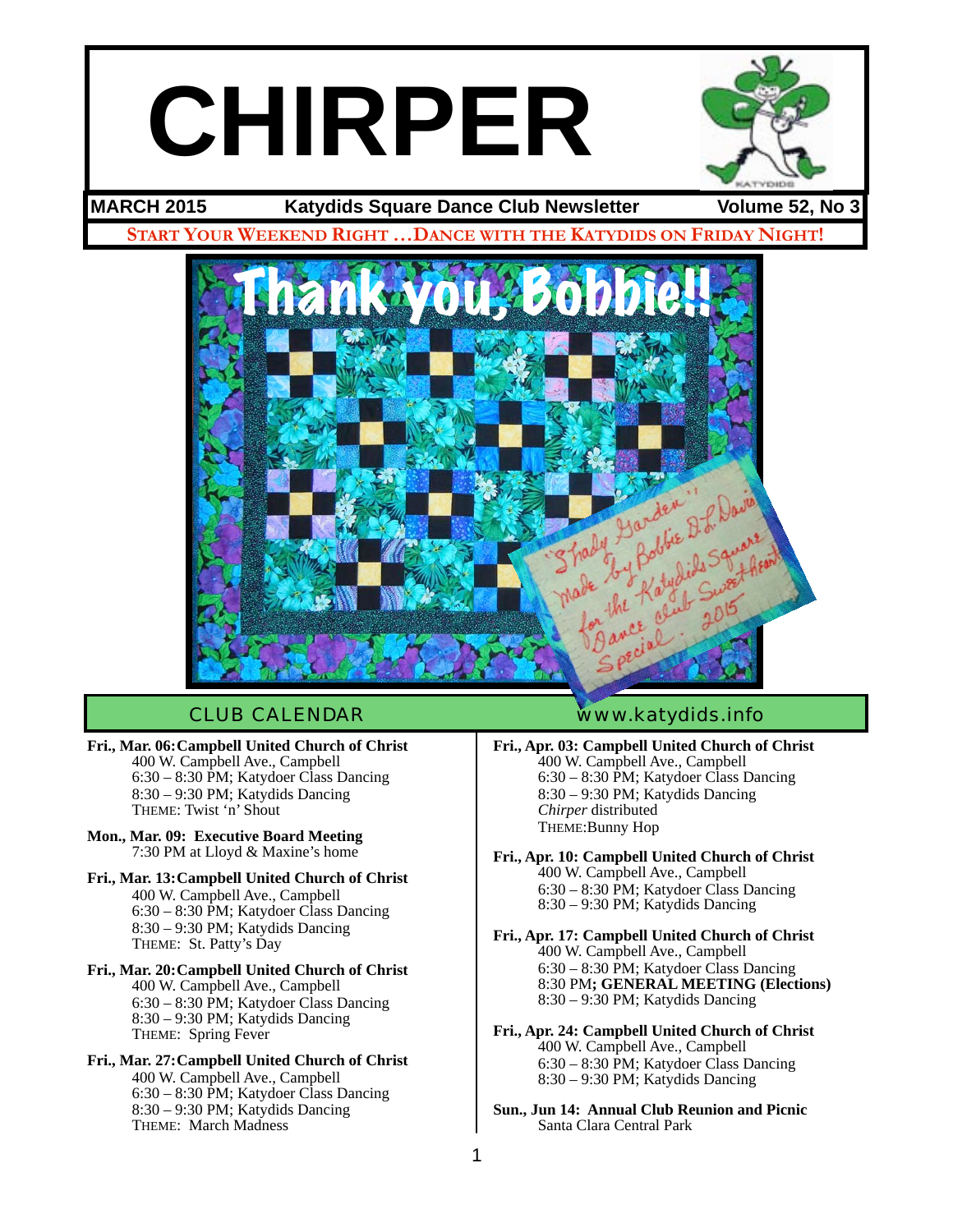# CHIRPER

**MARCH 2015** | **Katydids Square Dance Club Newsletter** | **Volume 52, No 3**

**START YOUR WEEKEND RIGHT …DANCE WITH THE KATYDIDS ON FRIDAY NIGHT!**

Thank you, Bobbie!!

"Shady Garden" Made by Bobbie D.L. Davis for the Katydids Square Dance Club Sweetheart Special. 2015

## CLUB CALENDAR

www.katydids.info

**Fri., Mar. 06: Campbell United Church of Christ**
400 W. Campbell Ave., Campbell
6:30 – 8:30 PM; Katydoer Class Dancing
8:30 – 9:30 PM; Katydids Dancing
THEME: Twist 'n' Shout

**Mon., Mar. 09: Executive Board Meeting**
7:30 PM at Lloyd & Maxine's home

**Fri., Mar. 13: Campbell United Church of Christ**
400 W. Campbell Ave., Campbell
6:30 – 8:30 PM; Katydoer Class Dancing
8:30 – 9:30 PM; Katydids Dancing
THEME: St. Patty's Day

**Fri., Mar. 20: Campbell United Church of Christ**
400 W. Campbell Ave., Campbell
6:30 – 8:30 PM; Katydoer Class Dancing
8:30 – 9:30 PM; Katydids Dancing
THEME: Spring Fever

**Fri., Mar. 27: Campbell United Church of Christ**
400 W. Campbell Ave., Campbell
6:30 – 8:30 PM; Katydoer Class Dancing
8:30 – 9:30 PM; Katydids Dancing
THEME: March Madness

**Fri., Apr. 03: Campbell United Church of Christ**
400 W. Campbell Ave., Campbell
6:30 – 8:30 PM; Katydoer Class Dancing
8:30 – 9:30 PM; Katydids Dancing
*Chirper* distributed
THEME: Bunny Hop

**Fri., Apr. 10: Campbell United Church of Christ**
400 W. Campbell Ave., Campbell
6:30 – 8:30 PM; Katydoer Class Dancing
8:30 – 9:30 PM; Katydids Dancing

**Fri., Apr. 17: Campbell United Church of Christ**
400 W. Campbell Ave., Campbell
6:30 – 8:30 PM; Katydoer Class Dancing
8:30 PM; **GENERAL MEETING (Elections)**
8:30 – 9:30 PM; Katydids Dancing

**Fri., Apr. 24: Campbell United Church of Christ**
400 W. Campbell Ave., Campbell
6:30 – 8:30 PM; Katydoer Class Dancing
8:30 – 9:30 PM; Katydids Dancing

**Sun., Jun 14: Annual Club Reunion and Picnic**
Santa Clara Central Park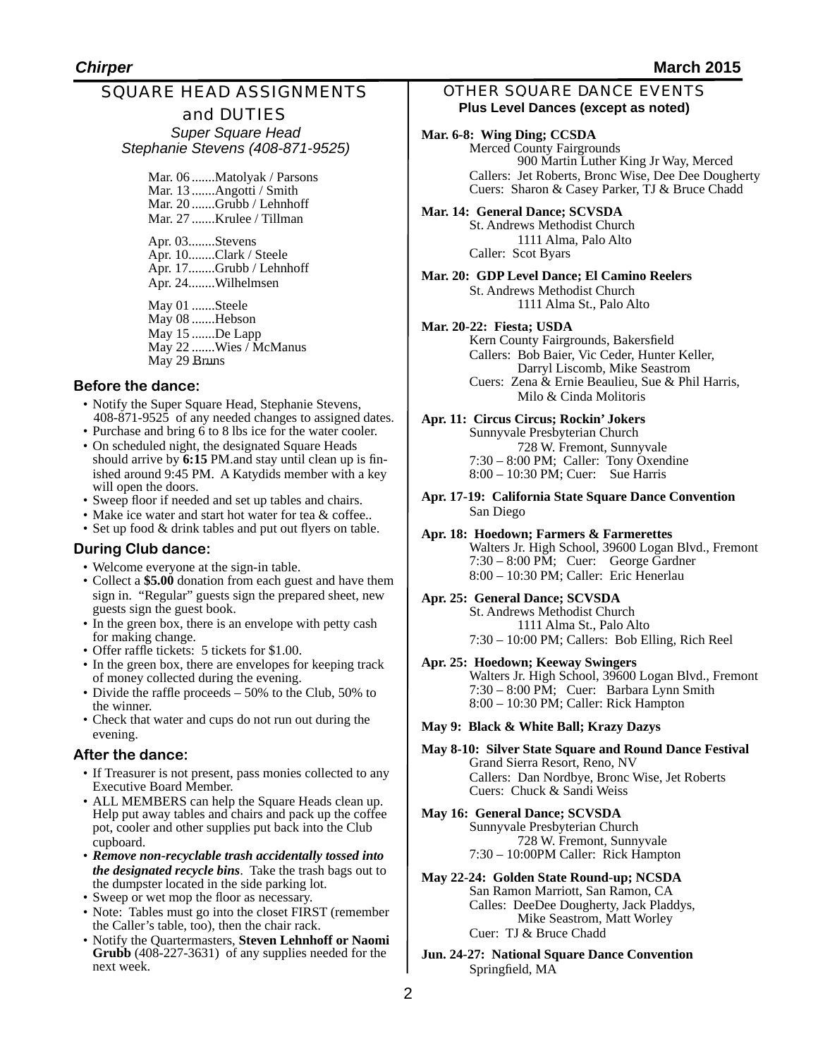## SQUARE HEAD ASSIGNMENTS and DUTIES

*Super Square Head*
*Stephanie Stevens (408-871-9525)*

Mar. 06 .......Matolyak / Parsons
Mar. 13 .......Angotti / Smith
Mar. 20 .......Grubb / Lehnhoff
Mar. 27 .......Krulee / Tillman

Apr. 03........Stevens
Apr. 10........Clark / Steele
Apr. 17........Grubb / Lehnhoff
Apr. 24........Wilhelmsen

May 01 .......Steele
May 08 .......Hebson
May 15 .......De Lapp
May 22 .......Wies / McManus
May 29 .......Bruns

### Before the dance:

- Notify the Super Square Head, Stephanie Stevens, 408-871-9525 of any needed changes to assigned dates.
- Purchase and bring 6 to 8 lbs ice for the water cooler.
- On scheduled night, the designated Square Heads should arrive by **6:15** PM.and stay until clean up is finished around 9:45 PM. A Katydids member with a key will open the doors.
- Sweep floor if needed and set up tables and chairs.
- Make ice water and start hot water for tea & coffee..
- Set up food & drink tables and put out flyers on table.

### During Club dance:

- Welcome everyone at the sign-in table.
- Collect a **$5.00** donation from each guest and have them sign in. "Regular" guests sign the prepared sheet, new guests sign the guest book.
- In the green box, there is an envelope with petty cash for making change.
- Offer raffle tickets: 5 tickets for $1.00.
- In the green box, there are envelopes for keeping track of money collected during the evening.
- Divide the raffle proceeds – 50% to the Club, 50% to the winner.
- Check that water and cups do not run out during the evening.

### After the dance:

- If Treasurer is not present, pass monies collected to any Executive Board Member.
- ALL MEMBERS can help the Square Heads clean up. Help put away tables and chairs and pack up the coffee pot, cooler and other supplies put back into the Club cupboard.
- ***Remove non-recyclable trash accidentally tossed into the designated recycle bins***. Take the trash bags out to the dumpster located in the side parking lot.
- Sweep or wet mop the floor as necessary.
- Note: Tables must go into the closet FIRST (remember the Caller's table, too), then the chair rack.
- Notify the Quartermasters, **Steven Lehnhoff or Naomi Grubb** (408-227-3631) of any supplies needed for the next week.

## OTHER SQUARE DANCE EVENTS

**Plus Level Dances (except as noted)**

**Mar. 6-8: Wing Ding; CCSDA**
Merced County Fairgrounds
900 Martin Luther King Jr Way, Merced
Callers: Jet Roberts, Bronc Wise, Dee Dee Dougherty
Cuers: Sharon & Casey Parker, TJ & Bruce Chadd

**Mar. 14: General Dance; SCVSDA**
St. Andrews Methodist Church
1111 Alma, Palo Alto
Caller: Scot Byars

**Mar. 20: GDP Level Dance; El Camino Reelers**
St. Andrews Methodist Church
1111 Alma St., Palo Alto

**Mar. 20-22: Fiesta; USDA**
Kern County Fairgrounds, Bakersfield
Callers: Bob Baier, Vic Ceder, Hunter Keller, Darryl Liscomb, Mike Seastrom
Cuers: Zena & Ernie Beaulieu, Sue & Phil Harris, Milo & Cinda Molitoris

**Apr. 11: Circus Circus; Rockin' Jokers**
Sunnyvale Presbyterian Church
728 W. Fremont, Sunnyvale
7:30 – 8:00 PM; Caller: Tony Oxendine
8:00 – 10:30 PM; Cuer: Sue Harris

**Apr. 17-19: California State Square Dance Convention**
San Diego

**Apr. 18: Hoedown; Farmers & Farmerettes**
Walters Jr. High School, 39600 Logan Blvd., Fremont
7:30 – 8:00 PM; Cuer: George Gardner
8:00 – 10:30 PM; Caller: Eric Henerlau

**Apr. 25: General Dance; SCVSDA**
St. Andrews Methodist Church
1111 Alma St., Palo Alto
7:30 – 10:00 PM; Callers: Bob Elling, Rich Reel

**Apr. 25: Hoedown; Keeway Swingers**
Walters Jr. High School, 39600 Logan Blvd., Fremont
7:30 – 8:00 PM; Cuer: Barbara Lynn Smith
8:00 – 10:30 PM; Caller: Rick Hampton

**May 9: Black & White Ball; Krazy Dazys**

**May 8-10: Silver State Square and Round Dance Festival**
Grand Sierra Resort, Reno, NV
Callers: Dan Nordbye, Bronc Wise, Jet Roberts
Cuers: Chuck & Sandi Weiss

**May 16: General Dance; SCVSDA**
Sunnyvale Presbyterian Church
728 W. Fremont, Sunnyvale
7:30 – 10:00PM Caller: Rick Hampton

**May 22-24: Golden State Round-up; NCSDA**
San Ramon Marriott, San Ramon, CA
Calles: DeeDee Dougherty, Jack Pladdys, Mike Seastrom, Matt Worley
Cuer: TJ & Bruce Chadd

**Jun. 24-27: National Square Dance Convention**
Springfield, MA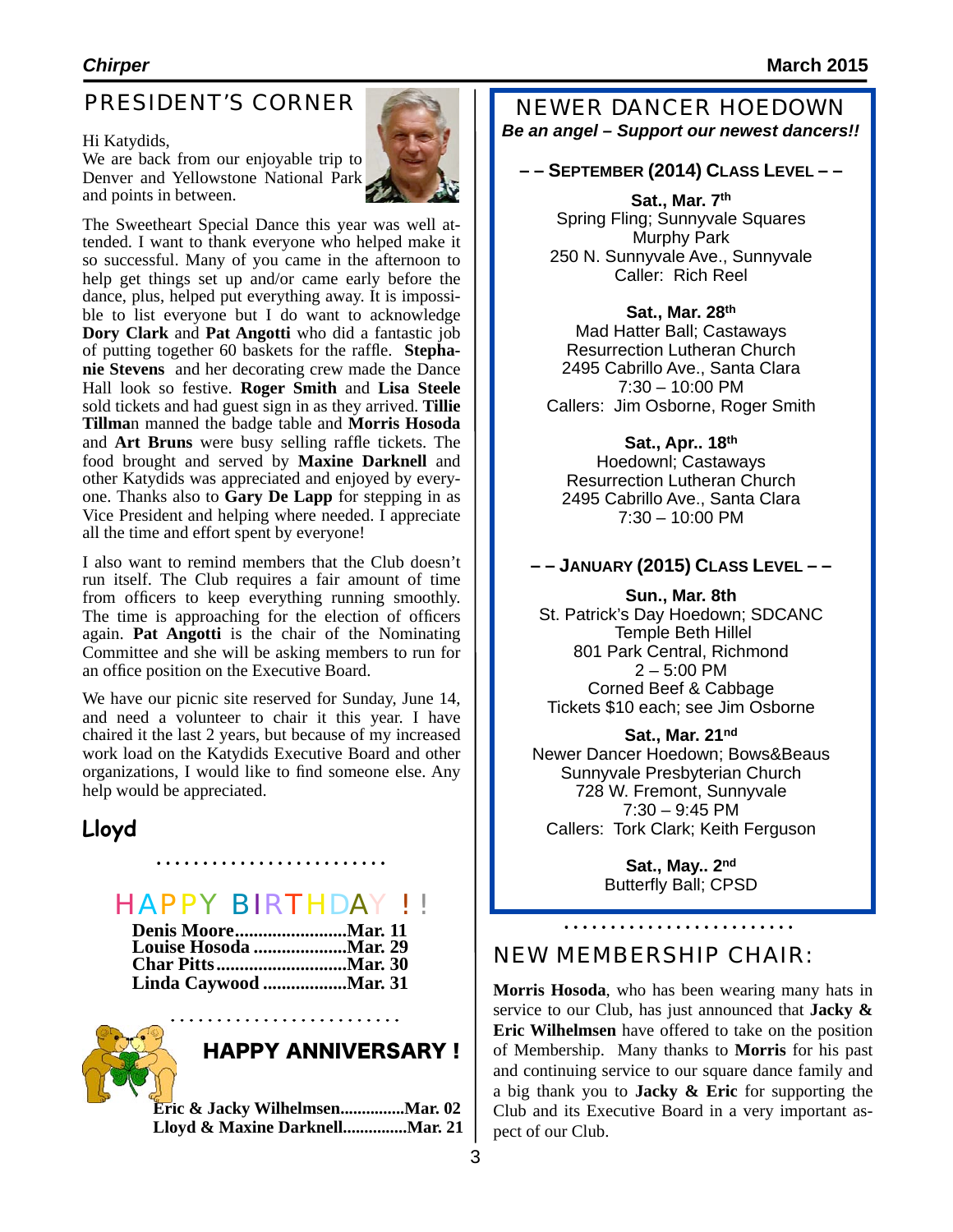## PRESIDENT'S CORNER

Hi Katydids,
We are back from our enjoyable trip to Denver and Yellowstone National Park and points in between.

The Sweetheart Special Dance this year was well attended. I want to thank everyone who helped make it so successful. Many of you came in the afternoon to help get things set up and/or came early before the dance, plus, helped put everything away. It is impossible to list everyone but I do want to acknowledge **Dory Clark** and **Pat Angotti** who did a fantastic job of putting together 60 baskets for the raffle. **Stephanie Stevens** and her decorating crew made the Dance Hall look so festive. **Roger Smith** and **Lisa Steele** sold tickets and had guest sign in as they arrived. **Tillie Tillma**n manned the badge table and **Morris Hosoda** and **Art Bruns** were busy selling raffle tickets. The food brought and served by **Maxine Darknell** and other Katydids was appreciated and enjoyed by everyone. Thanks also to **Gary De Lapp** for stepping in as Vice President and helping where needed. I appreciate all the time and effort spent by everyone!

I also want to remind members that the Club doesn't run itself. The Club requires a fair amount of time from officers to keep everything running smoothly. The time is approaching for the election of officers again. **Pat Angotti** is the chair of the Nominating Committee and she will be asking members to run for an office position on the Executive Board.

We have our picnic site reserved for Sunday, June 14, and need a volunteer to chair it this year. I have chaired it the last 2 years, but because of my increased work load on the Katydids Executive Board and other organizations, I would like to find someone else. Any help would be appreciated.

**Lloyd**

## HAPPY BIRTHDAY ! !

**Denis Moore........................Mar. 11**
**Louise Hosoda ....................Mar. 29**
**Char Pitts............................Mar. 30**
**Linda Caywood ..................Mar. 31**

## HAPPY ANNIVERSARY !

**Eric & Jacky Wilhelmsen...............Mar. 02**
**Lloyd & Maxine Darknell...............Mar. 21**

## NEWER DANCER HOEDOWN

***Be an angel – Support our newest dancers!!***

**– – SEPTEMBER (2014) CLASS LEVEL – –**

**Sat., Mar. 7th**
Spring Fling; Sunnyvale Squares
Murphy Park
250 N. Sunnyvale Ave., Sunnyvale
Caller: Rich Reel

**Sat., Mar. 28th**
Mad Hatter Ball; Castaways
Resurrection Lutheran Church
2495 Cabrillo Ave., Santa Clara
7:30 – 10:00 PM
Callers: Jim Osborne, Roger Smith

**Sat., Apr.. 18th**
Hoedownl; Castaways
Resurrection Lutheran Church
2495 Cabrillo Ave., Santa Clara
7:30 – 10:00 PM

**– – JANUARY (2015) CLASS LEVEL – –**

**Sun., Mar. 8th**
St. Patrick's Day Hoedown; SDCANC
Temple Beth Hillel
801 Park Central, Richmond
2 – 5:00 PM
Corned Beef & Cabbage
Tickets $10 each; see Jim Osborne

**Sat., Mar. 21nd**
Newer Dancer Hoedown; Bows&Beaus
Sunnyvale Presbyterian Church
728 W. Fremont, Sunnyvale
7:30 – 9:45 PM
Callers: Tork Clark; Keith Ferguson

**Sat., May.. 2nd**
Butterfly Ball; CPSD

## NEW MEMBERSHIP CHAIR:

**Morris Hosoda**, who has been wearing many hats in service to our Club, has just announced that **Jacky & Eric Wilhelmsen** have offered to take on the position of Membership. Many thanks to **Morris** for his past and continuing service to our square dance family and a big thank you to **Jacky & Eric** for supporting the Club and its Executive Board in a very important aspect of our Club.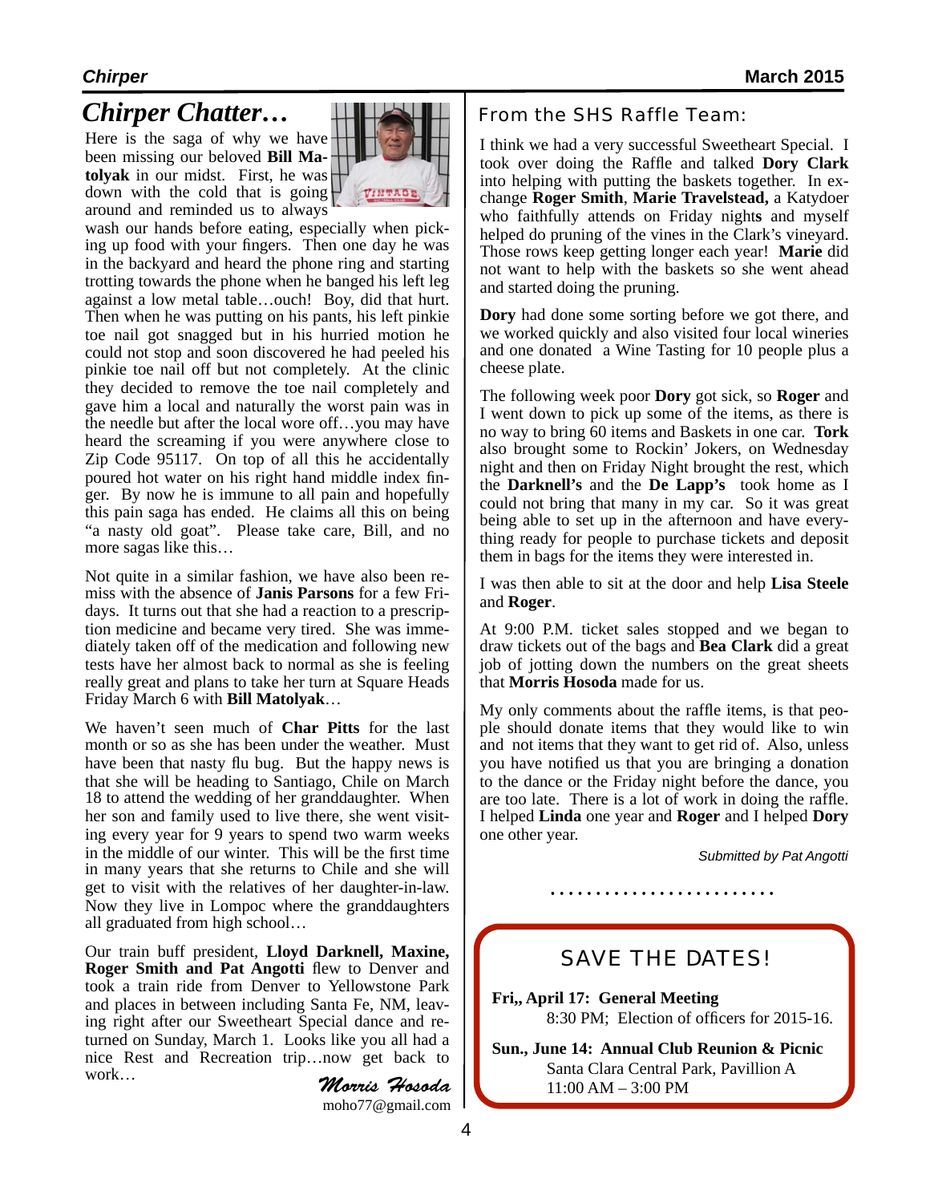## *Chirper Chatter…*

Here is the saga of why we have been missing our beloved **Bill Matolyak** in our midst. First, he was down with the cold that is going around and reminded us to always wash our hands before eating, especially when picking up food with your fingers. Then one day he was in the backyard and heard the phone ring and starting trotting towards the phone when he banged his left leg against a low metal table…ouch! Boy, did that hurt. Then when he was putting on his pants, his left pinkie toe nail got snagged but in his hurried motion he could not stop and soon discovered he had peeled his pinkie toe nail off but not completely. At the clinic they decided to remove the toe nail completely and gave him a local and naturally the worst pain was in the needle but after the local wore off…you may have heard the screaming if you were anywhere close to Zip Code 95117. On top of all this he accidentally poured hot water on his right hand middle index finger. By now he is immune to all pain and hopefully this pain saga has ended. He claims all this on being "a nasty old goat". Please take care, Bill, and no more sagas like this…

Not quite in a similar fashion, we have also been remiss with the absence of **Janis Parsons** for a few Fridays. It turns out that she had a reaction to a prescription medicine and became very tired. She was immediately taken off of the medication and following new tests have her almost back to normal as she is feeling really great and plans to take her turn at Square Heads Friday March 6 with **Bill Matolyak**…

We haven't seen much of **Char Pitts** for the last month or so as she has been under the weather. Must have been that nasty flu bug. But the happy news is that she will be heading to Santiago, Chile on March 18 to attend the wedding of her granddaughter. When her son and family used to live there, she went visiting every year for 9 years to spend two warm weeks in the middle of our winter. This will be the first time in many years that she returns to Chile and she will get to visit with the relatives of her daughter-in-law. Now they live in Lompoc where the granddaughters all graduated from high school…

Our train buff president, **Lloyd Darknell, Maxine, Roger Smith and Pat Angotti** flew to Denver and took a train ride from Denver to Yellowstone Park and places in between including Santa Fe, NM, leaving right after our Sweetheart Special dance and returned on Sunday, March 1. Looks like you all had a nice Rest and Recreation trip…now get back to work…

*Morris Hosoda*
moho77@gmail.com

## From the SHS Raffle Team:

I think we had a very successful Sweetheart Special. I took over doing the Raffle and talked **Dory Clark** into helping with putting the baskets together. In exchange **Roger Smith**, **Marie Travelstead,** a Katydoer who faithfully attends on Friday nights and myself helped do pruning of the vines in the Clark's vineyard. Those rows keep getting longer each year! **Marie** did not want to help with the baskets so she went ahead and started doing the pruning.

**Dory** had done some sorting before we got there, and we worked quickly and also visited four local wineries and one donated a Wine Tasting for 10 people plus a cheese plate.

The following week poor **Dory** got sick, so **Roger** and I went down to pick up some of the items, as there is no way to bring 60 items and Baskets in one car. **Tork** also brought some to Rockin' Jokers, on Wednesday night and then on Friday Night brought the rest, which the **Darknell's** and the **De Lapp's** took home as I could not bring that many in my car. So it was great being able to set up in the afternoon and have everything ready for people to purchase tickets and deposit them in bags for the items they were interested in.

I was then able to sit at the door and help **Lisa Steele** and **Roger**.

At 9:00 P.M. ticket sales stopped and we began to draw tickets out of the bags and **Bea Clark** did a great job of jotting down the numbers on the great sheets that **Morris Hosoda** made for us.

My only comments about the raffle items, is that people should donate items that they would like to win and not items that they want to get rid of. Also, unless you have notified us that you are bringing a donation to the dance or the Friday night before the dance, you are too late. There is a lot of work in doing the raffle. I helped **Linda** one year and **Roger** and I helped **Dory** one other year.

*Submitted by Pat Angotti*

……………………

## SAVE THE DATES!

**Fri,, April 17: General Meeting**
8:30 PM; Election of officers for 2015-16.

**Sun., June 14: Annual Club Reunion & Picnic**
Santa Clara Central Park, Pavillion A
11:00 AM – 3:00 PM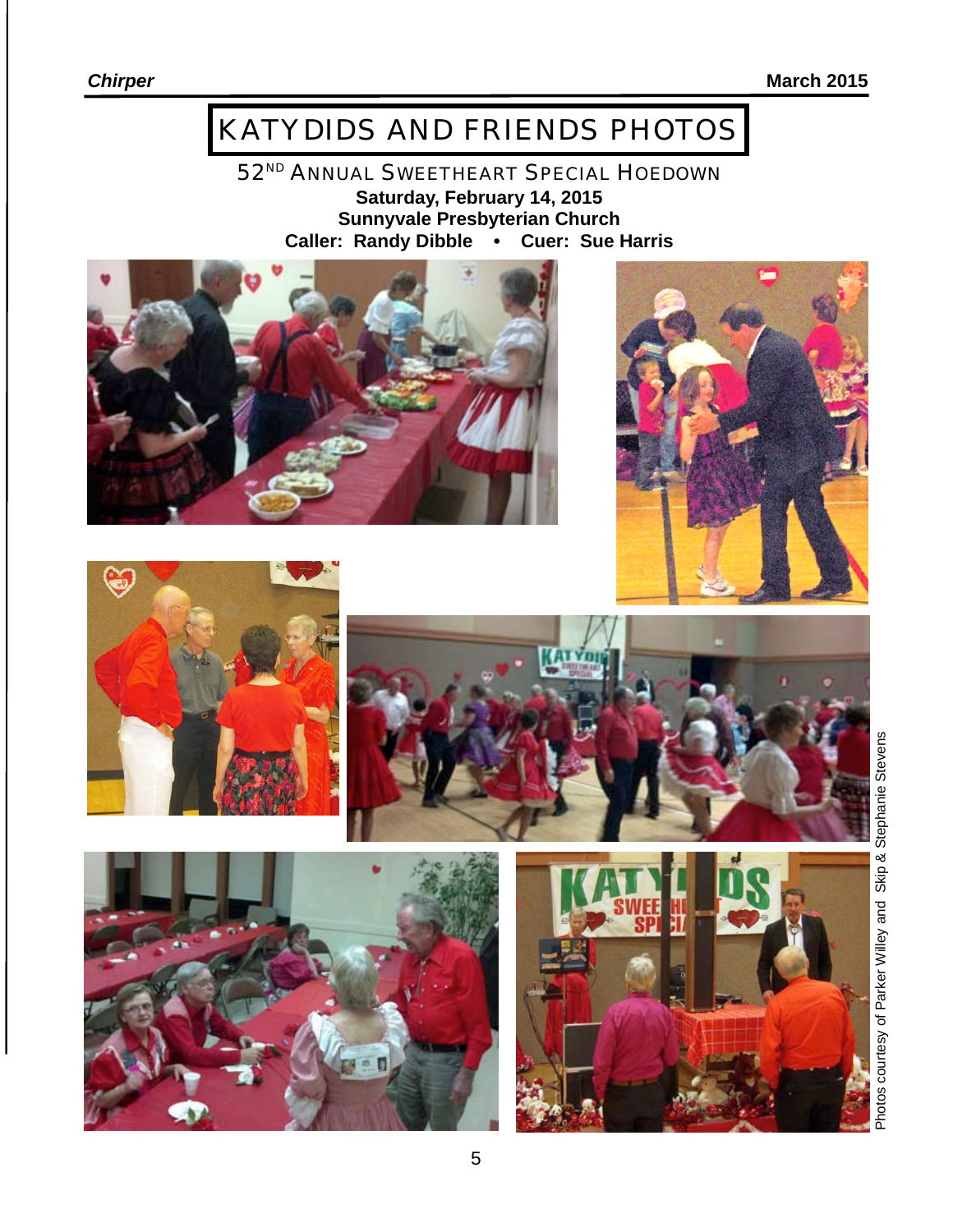# KATYDIDS AND FRIENDS PHOTOS

## 52[ND] ANNUAL SWEETHEART SPECIAL HOEDOWN

**Saturday, February 14, 2015**
**Sunnyvale Presbyterian Church**
**Caller: Randy Dibble • Cuer: Sue Harris**

Photos courtesy of Parker Willey and Skip & Stephanie Stevens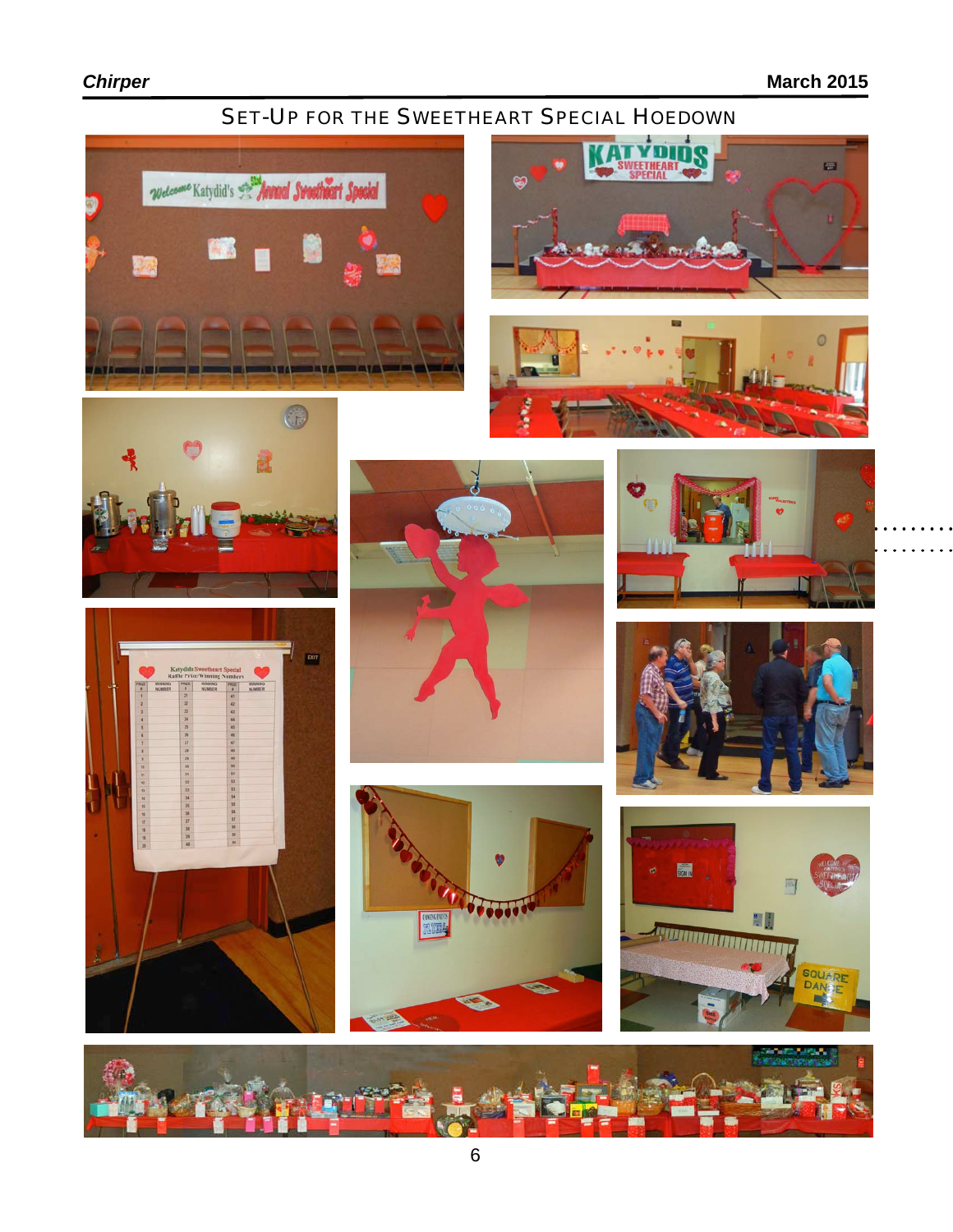## Set-Up for the Sweetheart Special Hoedown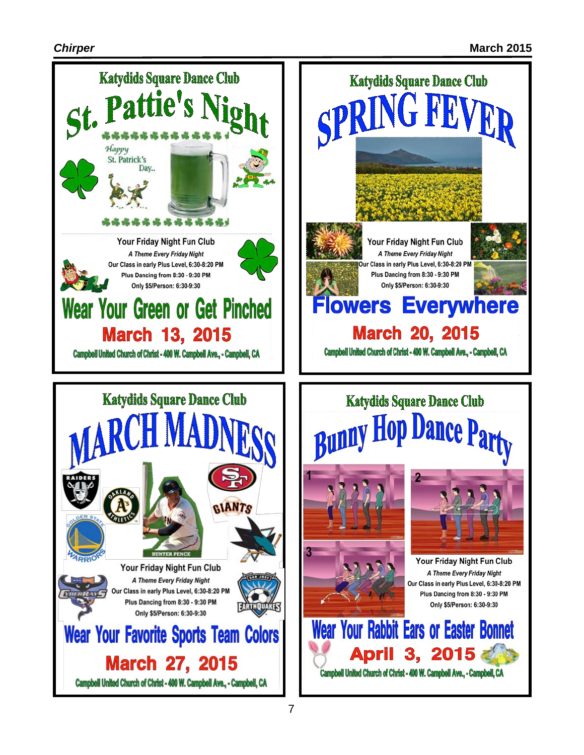## Katydids Square Dance Club

# St. Pattie's Night

Happy St. Patrick's Day..

Your Friday Night Fun Club

*A Theme Every Friday Night*

Our Class in early Plus Level, 6:30-8:20 PM

Plus Dancing from 8:30 - 9:30 PM

Only $5/Person: 6:30-9:30

**Wear Your Green or Get Pinched**

**March 13, 2015**

Campbell United Church of Christ - 400 W. Campbell Ave., - Campbell, CA

## Katydids Square Dance Club

# SPRING FEVER

Your Friday Night Fun Club

*A Theme Every Friday Night*

Our Class in early Plus Level, 6:30-8:20 PM

Plus Dancing from 8:30 - 9:30 PM

Only $5/Person: 6:30-9:30

**Flowers Everywhere**

**March 20, 2015**

Campbell United Church of Christ - 400 W. Campbell Ave., - Campbell, CA

## Katydids Square Dance Club

# MARCH MADNESS

RAIDERS

OAKLAND A's ATHLETICS

GOLDEN STATE WARRIORS

SF GIANTS

HUNTER PENCE

CYBERRAYS

SAN JOSE EARTHQUAKES

Your Friday Night Fun Club

*A Theme Every Friday Night*

Our Class in early Plus Level, 6:30-8:20 PM

Plus Dancing from 8:30 - 9:30 PM

Only $5/Person: 6:30-9:30

**Wear Your Favorite Sports Team Colors**

**March 27, 2015**

Campbell United Church of Christ - 400 W. Campbell Ave., - Campbell, CA

## Katydids Square Dance Club

# Bunny Hop Dance Party

1

2

3

Your Friday Night Fun Club

*A Theme Every Friday Night*

Our Class in early Plus Level, 6:30-8:20 PM

Plus Dancing from 8:30 - 9:30 PM

Only $5/Person: 6:30-9:30

**Wear Your Rabbit Ears or Easter Bonnet**

**April 3, 2015**

Campbell United Church of Christ - 400 W. Campbell Ave., - Campbell, CA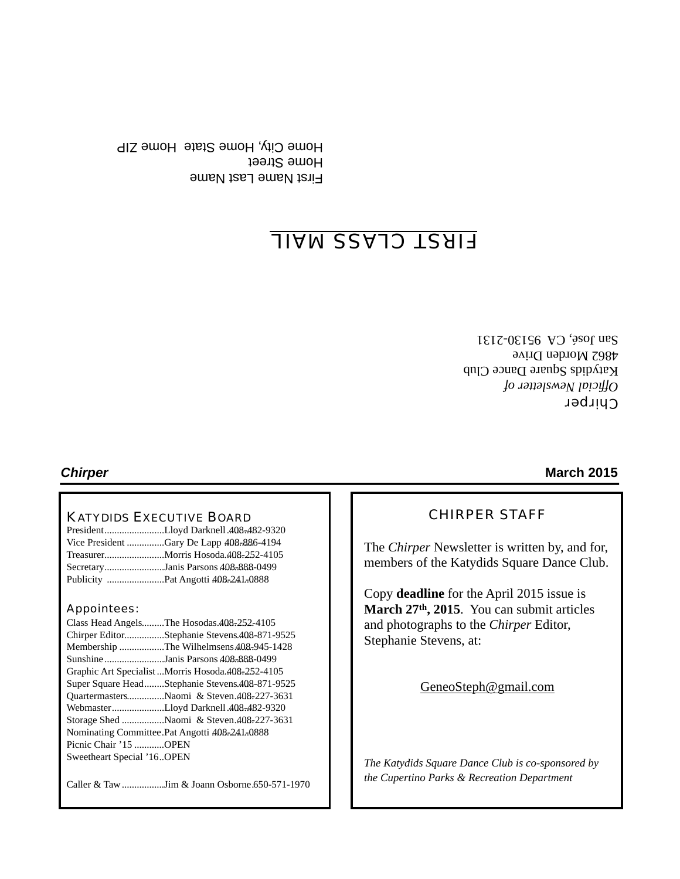Chirper
*Official Newsletter of*
Katydids Square Dance Club
4862 Morden Drive
San José, CA 95130-2131

FIRST CLASS MAIL

First Name Last Name
Home Street
Home City, Home State Home ZIP

**Chirper** **March 2015**

## KATYDIDS EXECUTIVE BOARD

| | |
|---|---|
| President | Lloyd Darknell 408-482-9320 |
| Vice President | Gary De Lapp 408-886-4194 |
| Treasurer | Morris Hosoda 408-252-4105 |
| Secretary | Janis Parsons 408-888-0499 |
| Publicity | Pat Angotti 408-241-0888 |

### Appointees:

| | |
|---|---|
| Class Head Angels | The Hosodas 408-252-4105 |
| Chirper Editor | Stephanie Stevens 408-871-9525 |
| Membership | The Wilhelmsens 408-945-1428 |
| Sunshine | Janis Parsons 408-888-0499 |
| Graphic Art Specialist | Morris Hosoda 408-252-4105 |
| Super Square Head | Stephanie Stevens 408-871-9525 |
| Quartermasters | Naomi & Steven 408-227-3631 |
| Webmaster | Lloyd Darknell 408-482-9320 |
| Storage Shed | Naomi & Steven 408-227-3631 |
| Nominating Committee | Pat Angotti 408-241-0888 |
| Picnic Chair '15 | OPEN |
| Sweetheart Special '16 | OPEN |
| Caller & Taw | Jim & Joann Osborne 650-571-1970 |

## CHIRPER STAFF

The *Chirper* Newsletter is written by, and for, members of the Katydids Square Dance Club.

Copy **deadline** for the April 2015 issue is **March 27th, 2015**. You can submit articles and photographs to the *Chirper* Editor, Stephanie Stevens, at:

GeneoSteph@gmail.com

*The Katydids Square Dance Club is co-sponsored by the Cupertino Parks & Recreation Department*